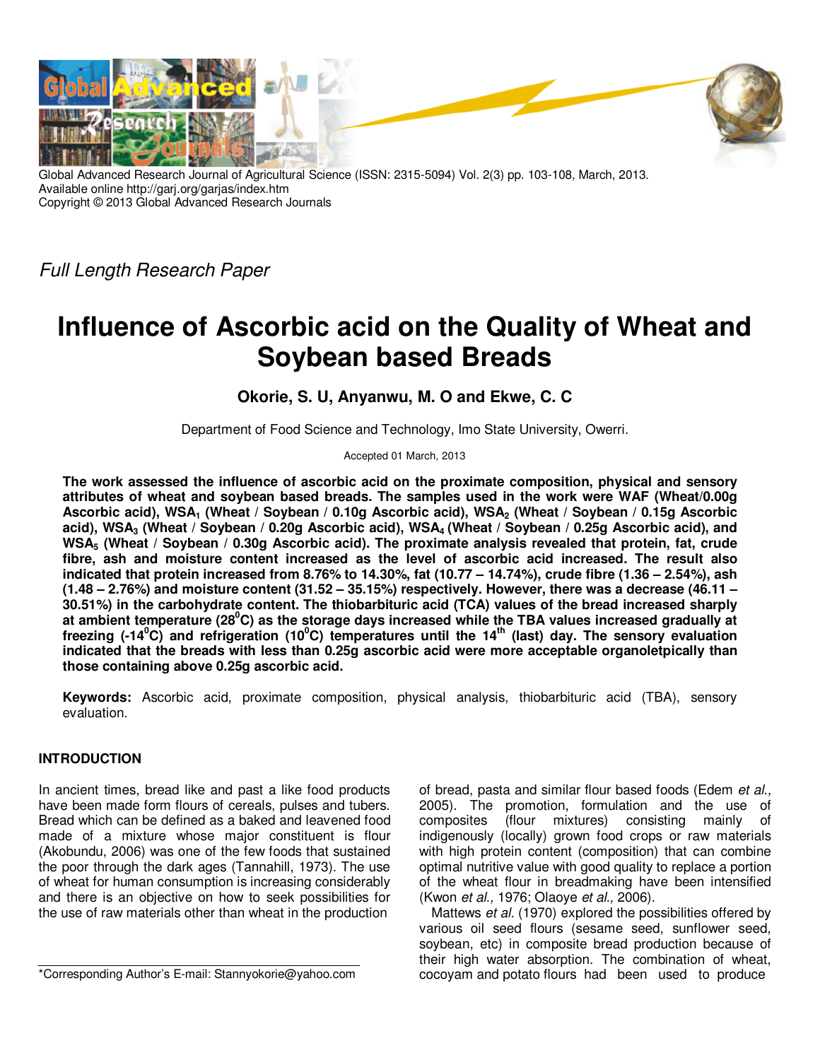Global Advanced Research Journal of Agricultural Science (ISSN: 2315-5094) Vol. 2(3) pp. 103-108, March, 2013.
Available online http://garj.org/garjas/index.htm
Copyright © 2013 Global Advanced Research Journals

*Full Length Research Paper*

# Influence of Ascorbic acid on the Quality of Wheat and Soybean based Breads

**Okorie, S. U, Anyanwu, M. O and Ekwe, C. C**

Department of Food Science and Technology, Imo State University, Owerri.

Accepted 01 March, 2013

**The work assessed the influence of ascorbic acid on the proximate composition, physical and sensory attributes of wheat and soybean based breads. The samples used in the work were WAF (Wheat/0.00g Ascorbic acid), $WSA_1$ (Wheat / Soybean / 0.10g Ascorbic acid), $WSA_2$ (Wheat / Soybean / 0.15g Ascorbic acid), $WSA_3$ (Wheat / Soybean / 0.20g Ascorbic acid), $WSA_4$ (Wheat / Soybean / 0.25g Ascorbic acid), and $WSA_5$ (Wheat / Soybean / 0.30g Ascorbic acid). The proximate analysis revealed that protein, fat, crude fibre, ash and moisture content increased as the level of ascorbic acid increased. The result also indicated that protein increased from 8.76% to 14.30%, fat (10.77 – 14.74%), crude fibre (1.36 – 2.54%), ash (1.48 – 2.76%) and moisture content (31.52 – 35.15%) respectively. However, there was a decrease (46.11 – 30.51%) in the carbohydrate content. The thiobarbituric acid (TCA) values of the bread increased sharply at ambient temperature (28$^0$C) as the storage days increased while the TBA values increased gradually at freezing (-14$^0$C) and refrigeration (10$^0$C) temperatures until the 14$^{th}$ (last) day. The sensory evaluation indicated that the breads with less than 0.25g ascorbic acid were more acceptable organoletpically than those containing above 0.25g ascorbic acid.**

**Keywords:** Ascorbic acid, proximate composition, physical analysis, thiobarbituric acid (TBA), sensory evaluation.

## INTRODUCTION

In ancient times, bread like and past a like food products have been made form flours of cereals, pulses and tubers. Bread which can be defined as a baked and leavened food made of a mixture whose major constituent is flour (Akobundu, 2006) was one of the few foods that sustained the poor through the dark ages (Tannahill, 1973). The use of wheat for human consumption is increasing considerably and there is an objective on how to seek possibilities for the use of raw materials other than wheat in the production of bread, pasta and similar flour based foods (Edem *et al.,* 2005). The promotion, formulation and the use of composites (flour mixtures) consisting mainly of indigenously (locally) grown food crops or raw materials with high protein content (composition) that can combine optimal nutritive value with good quality to replace a portion of the wheat flour in breadmaking have been intensified (Kwon *et al.,* 1976; Olaoye *et al.,* 2006).

Mattews *et al.* (1970) explored the possibilities offered by various oil seed flours (sesame seed, sunflower seed, soybean, etc) in composite bread production because of their high water absorption. The combination of wheat, cocoyam and potato flours had been used to produce

*Corresponding Author's E-mail: Stannyokorie@yahoo.com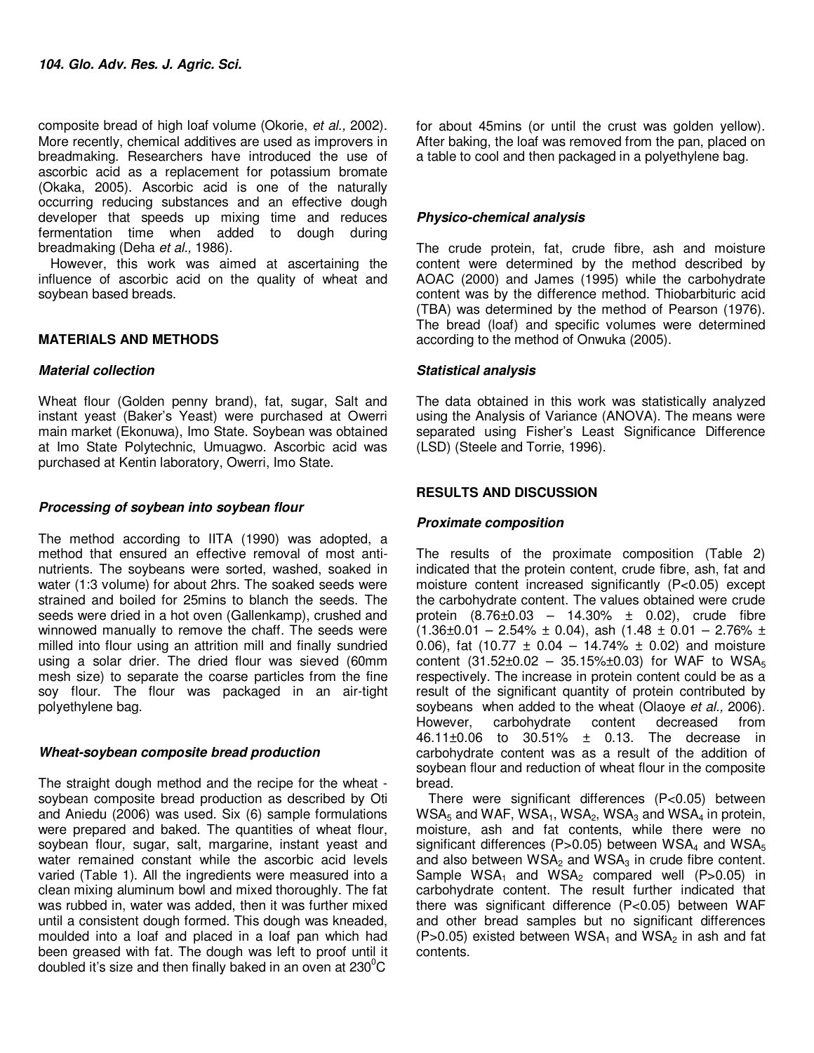composite bread of high loaf volume (Okorie, *et al.,* 2002). More recently, chemical additives are used as improvers in breadmaking. Researchers have introduced the use of ascorbic acid as a replacement for potassium bromate (Okaka, 2005). Ascorbic acid is one of the naturally occurring reducing substances and an effective dough developer that speeds up mixing time and reduces fermentation time when added to dough during breadmaking (Deha *et al.,* 1986).

However, this work was aimed at ascertaining the influence of ascorbic acid on the quality of wheat and soybean based breads.

## MATERIALS AND METHODS

### *Material collection*

Wheat flour (Golden penny brand), fat, sugar, Salt and instant yeast (Baker's Yeast) were purchased at Owerri main market (Ekonuwa), Imo State. Soybean was obtained at Imo State Polytechnic, Umuagwo. Ascorbic acid was purchased at Kentin laboratory, Owerri, Imo State.

### *Processing of soybean into soybean flour*

The method according to IITA (1990) was adopted, a method that ensured an effective removal of most anti-nutrients. The soybeans were sorted, washed, soaked in water (1:3 volume) for about 2hrs. The soaked seeds were strained and boiled for 25mins to blanch the seeds. The seeds were dried in a hot oven (Gallenkamp), crushed and winnowed manually to remove the chaff. The seeds were milled into flour using an attrition mill and finally sundried using a solar drier. The dried flour was sieved (60mm mesh size) to separate the coarse particles from the fine soy flour. The flour was packaged in an air-tight polyethylene bag.

### *Wheat-soybean composite bread production*

The straight dough method and the recipe for the wheat - soybean composite bread production as described by Oti and Aniedu (2006) was used. Six (6) sample formulations were prepared and baked. The quantities of wheat flour, soybean flour, sugar, salt, margarine, instant yeast and water remained constant while the ascorbic acid levels varied (Table 1). All the ingredients were measured into a clean mixing aluminum bowl and mixed thoroughly. The fat was rubbed in, water was added, then it was further mixed until a consistent dough formed. This dough was kneaded, moulded into a loaf and placed in a loaf pan which had been greased with fat. The dough was left to proof until it doubled it's size and then finally baked in an oven at 230$^0$C for about 45mins (or until the crust was golden yellow). After baking, the loaf was removed from the pan, placed on a table to cool and then packaged in a polyethylene bag.

### *Physico-chemical analysis*

The crude protein, fat, crude fibre, ash and moisture content were determined by the method described by AOAC (2000) and James (1995) while the carbohydrate content was by the difference method. Thiobarbituric acid (TBA) was determined by the method of Pearson (1976). The bread (loaf) and specific volumes were determined according to the method of Onwuka (2005).

### *Statistical analysis*

The data obtained in this work was statistically analyzed using the Analysis of Variance (ANOVA). The means were separated using Fisher's Least Significance Difference (LSD) (Steele and Torrie, 1996).

## RESULTS AND DISCUSSION

### *Proximate composition*

The results of the proximate composition (Table 2) indicated that the protein content, crude fibre, ash, fat and moisture content increased significantly (P<0.05) except the carbohydrate content. The values obtained were crude protein (8.76±0.03 – 14.30% ± 0.02), crude fibre (1.36±0.01 – 2.54% ± 0.04), ash (1.48 ± 0.01 – 2.76% ± 0.06), fat (10.77 ± 0.04 – 14.74% ± 0.02) and moisture content (31.52±0.02 – 35.15%±0.03) for WAF to $WSA_5$ respectively. The increase in protein content could be as a result of the significant quantity of protein contributed by soybeans when added to the wheat (Olaoye *et al.,* 2006). However, carbohydrate content decreased from 46.11±0.06 to 30.51% ± 0.13. The decrease in carbohydrate content was as a result of the addition of soybean flour and reduction of wheat flour in the composite bread.

There were significant differences (P<0.05) between $WSA_5$ and WAF, $WSA_1$, $WSA_2$, $WSA_3$ and $WSA_4$ in protein, moisture, ash and fat contents, while there were no significant differences (P>0.05) between $WSA_4$ and $WSA_5$ and also between $WSA_2$ and $WSA_3$ in crude fibre content. Sample $WSA_1$ and $WSA_2$ compared well (P>0.05) in carbohydrate content. The result further indicated that there was significant difference (P<0.05) between WAF and other bread samples but no significant differences (P>0.05) existed between $WSA_1$ and $WSA_2$ in ash and fat contents.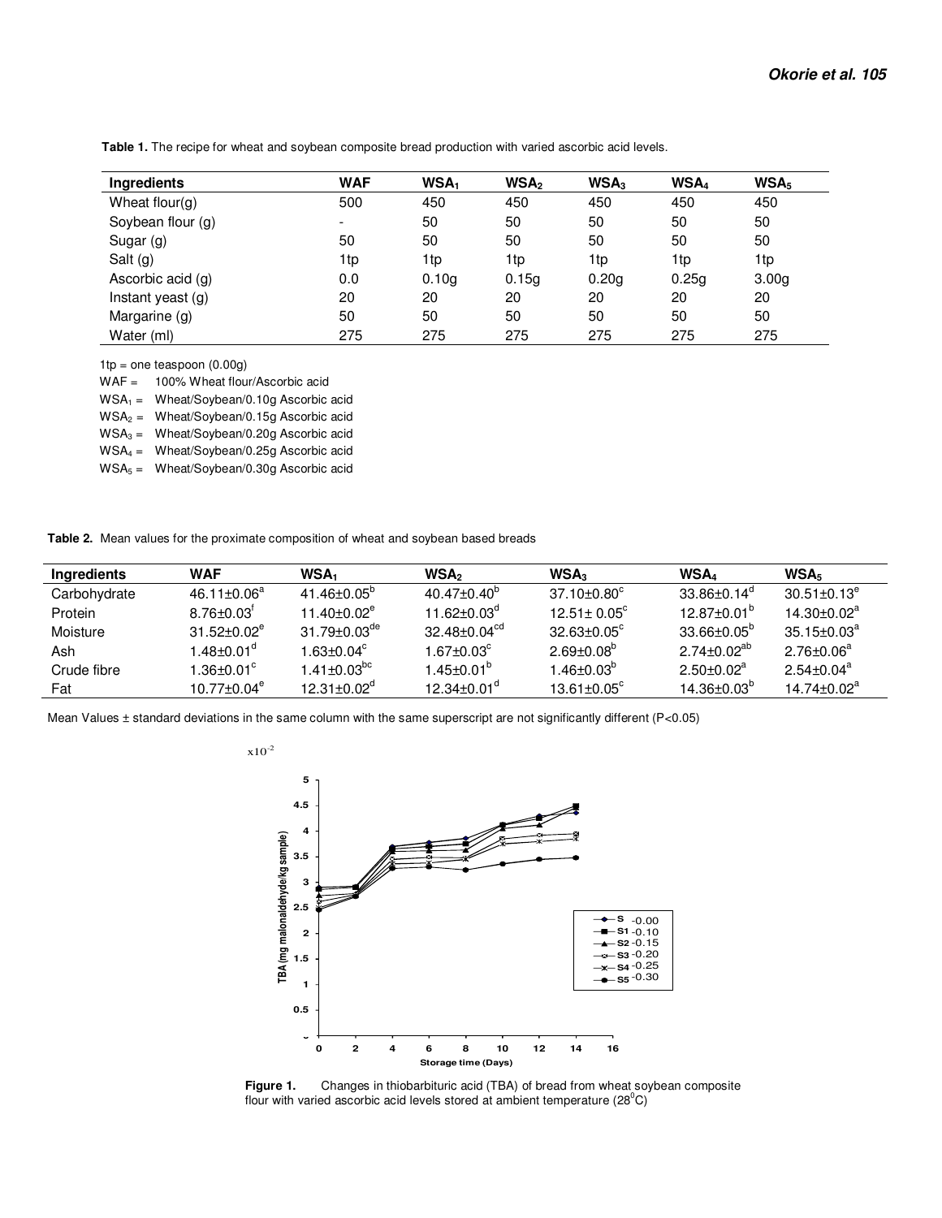**Table 1.** The recipe for wheat and soybean composite bread production with varied ascorbic acid levels.

| Ingredients | WAF | $WSA_1$ | $WSA_2$ | $WSA_3$ | $WSA_4$ | $WSA_5$ |
|---|---|---|---|---|---|---|
| Wheat flour(g) | 500 | 450 | 450 | 450 | 450 | 450 |
| Soybean flour (g) | - | 50 | 50 | 50 | 50 | 50 |
| Sugar (g) | 50 | 50 | 50 | 50 | 50 | 50 |
| Salt (g) | 1tp | 1tp | 1tp | 1tp | 1tp | 1tp |
| Ascorbic acid (g) | 0.0 | 0.10g | 0.15g | 0.20g | 0.25g | 3.00g |
| Instant yeast (g) | 20 | 20 | 20 | 20 | 20 | 20 |
| Margarine (g) | 50 | 50 | 50 | 50 | 50 | 50 |
| Water (ml) | 275 | 275 | 275 | 275 | 275 | 275 |

1tp = one teaspoon (0.00g)

WAF = 100% Wheat flour/Ascorbic acid

$WSA_1$ = Wheat/Soybean/0.10g Ascorbic acid

$WSA_2$ = Wheat/Soybean/0.15g Ascorbic acid

$WSA_3$ = Wheat/Soybean/0.20g Ascorbic acid

$WSA_4$ = Wheat/Soybean/0.25g Ascorbic acid

$WSA_5$ = Wheat/Soybean/0.30g Ascorbic acid

**Table 2.** Mean values for the proximate composition of wheat and soybean based breads

| Ingredients | WAF | $WSA_1$ | $WSA_2$ | $WSA_3$ | $WSA_4$ | $WSA_5$ |
|---|---|---|---|---|---|---|
| Carbohydrate | $46.11 \pm 0.06^{a}$ | $41.46 \pm 0.05^{b}$ | $40.47 \pm 0.40^{b}$ | $37.10 \pm 0.80^{c}$ | $33.86 \pm 0.14^{d}$ | $30.51 \pm 0.13^{e}$ |
| Protein | $8.76 \pm 0.03^{f}$ | $11.40 \pm 0.02^{e}$ | $11.62 \pm 0.03^{d}$ | $12.51 \pm 0.05^{c}$ | $12.87 \pm 0.01^{b}$ | $14.30 \pm 0.02^{a}$ |
| Moisture | $31.52 \pm 0.02^{e}$ | $31.79 \pm 0.03^{de}$ | $32.48 \pm 0.04^{cd}$ | $32.63 \pm 0.05^{c}$ | $33.66 \pm 0.05^{b}$ | $35.15 \pm 0.03^{a}$ |
| Ash | $1.48 \pm 0.01^{d}$ | $1.63 \pm 0.04^{c}$ | $1.67 \pm 0.03^{c}$ | $2.69 \pm 0.08^{b}$ | $2.74 \pm 0.02^{ab}$ | $2.76 \pm 0.06^{a}$ |
| Crude fibre | $1.36 \pm 0.01^{c}$ | $1.41 \pm 0.03^{bc}$ | $1.45 \pm 0.01^{b}$ | $1.46 \pm 0.03^{b}$ | $2.50 \pm 0.02^{a}$ | $2.54 \pm 0.04^{a}$ |
| Fat | $10.77 \pm 0.04^{e}$ | $12.31 \pm 0.02^{d}$ | $12.34 \pm 0.01^{d}$ | $13.61 \pm 0.05^{c}$ | $14.36 \pm 0.03^{b}$ | $14.74 \pm 0.02^{a}$ |

Mean Values ± standard deviations in the same column with the same superscript are not significantly different (P<0.05)

**Figure 1.** Changes in thiobarbituric acid (TBA) of bread from wheat soybean composite flour with varied ascorbic acid levels stored at ambient temperature (28°C)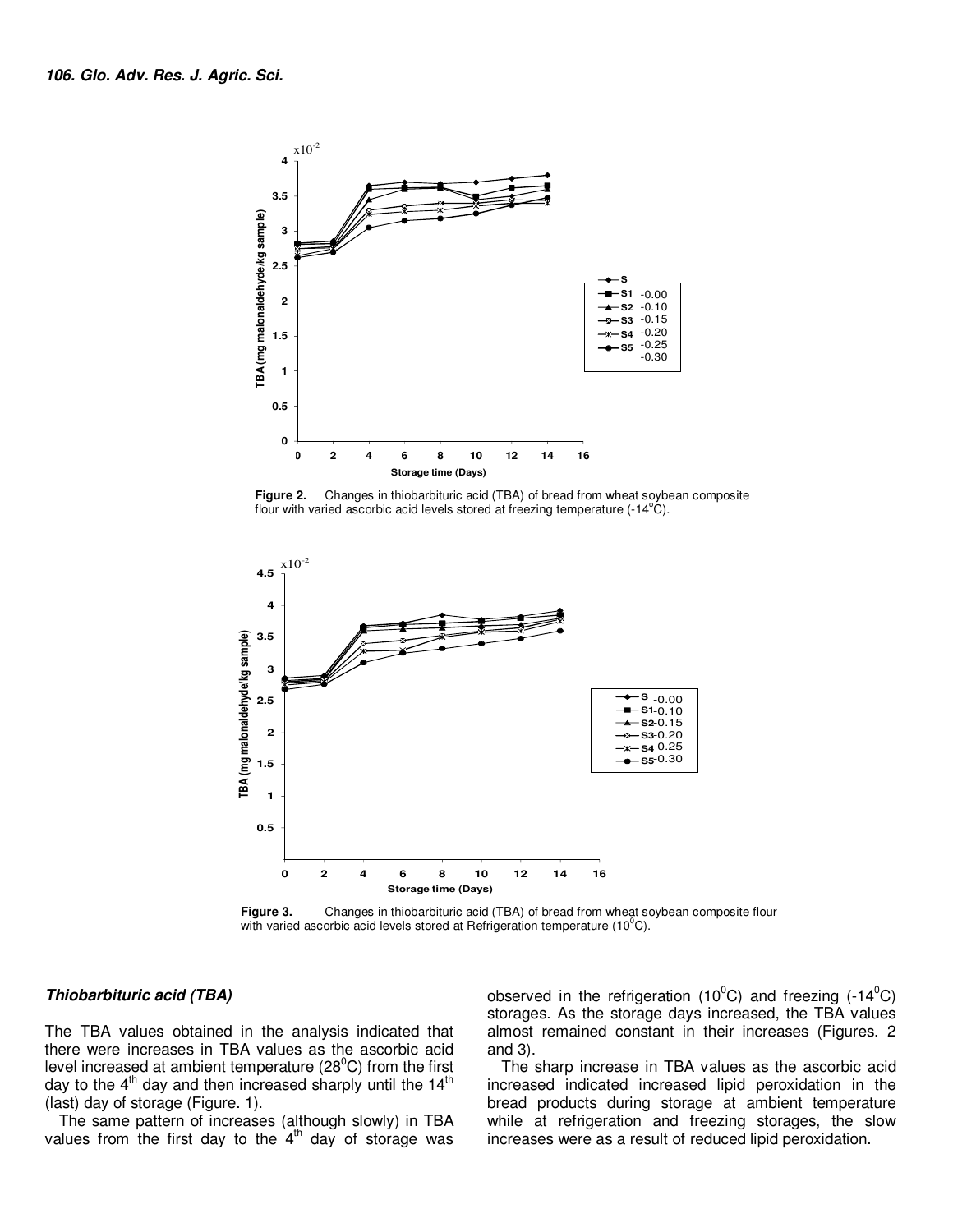**Figure 2.** Changes in thiobarbituric acid (TBA) of bread from wheat soybean composite flour with varied ascorbic acid levels stored at freezing temperature (-14$^0$C).

**Figure 3.** Changes in thiobarbituric acid (TBA) of bread from wheat soybean composite flour with varied ascorbic acid levels stored at Refrigeration temperature (10$^0$C).

### *Thiobarbituric acid (TBA)*

The TBA values obtained in the analysis indicated that there were increases in TBA values as the ascorbic acid level increased at ambient temperature (28$^0$C) from the first day to the 4$^{th}$ day and then increased sharply until the 14$^{th}$ (last) day of storage (Figure. 1).

The same pattern of increases (although slowly) in TBA values from the first day to the 4$^{th}$ day of storage was observed in the refrigeration (10$^0$C) and freezing (-14$^0$C) storages. As the storage days increased, the TBA values almost remained constant in their increases (Figures. 2 and 3).

The sharp increase in TBA values as the ascorbic acid increased indicated increased lipid peroxidation in the bread products during storage at ambient temperature while at refrigeration and freezing storages, the slow increases were as a result of reduced lipid peroxidation.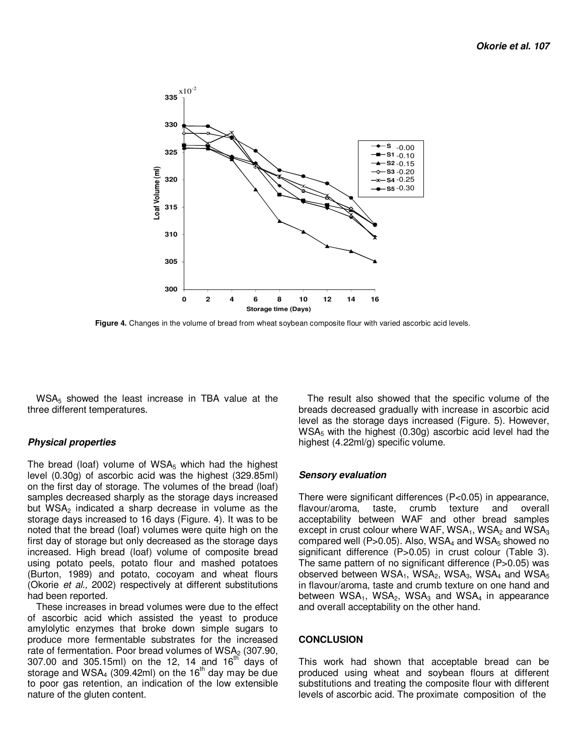**Figure 4.** Changes in the volume of bread from wheat soybean composite flour with varied ascorbic acid levels.

$WSA_5$ showed the least increase in TBA value at the three different temperatures.

### *Physical properties*

The bread (loaf) volume of $WSA_5$ which had the highest level (0.30g) of ascorbic acid was the highest (329.85ml) on the first day of storage. The volumes of the bread (loaf) samples decreased sharply as the storage days increased but $WSA_2$ indicated a sharp decrease in volume as the storage days increased to 16 days (Figure. 4). It was to be noted that the bread (loaf) volumes were quite high on the first day of storage but only decreased as the storage days increased. High bread (loaf) volume of composite bread using potato peels, potato flour and mashed potatoes (Burton, 1989) and potato, cocoyam and wheat flours (Okorie *et al.,* 2002) respectively at different substitutions had been reported.

These increases in bread volumes were due to the effect of ascorbic acid which assisted the yeast to produce amylolytic enzymes that broke down simple sugars to produce more fermentable substrates for the increased rate of fermentation. Poor bread volumes of $WSA_2$ (307.90, 307.00 and 305.15ml) on the 12, 14 and $16^{th}$ days of storage and $WSA_4$ (309.42ml) on the $16^{th}$ day may be due to poor gas retention, an indication of the low extensible nature of the gluten content.

The result also showed that the specific volume of the breads decreased gradually with increase in ascorbic acid level as the storage days increased (Figure. 5). However, $WSA_5$ with the highest (0.30g) ascorbic acid level had the highest (4.22ml/g) specific volume.

### *Sensory evaluation*

There were significant differences ($P<0.05$) in appearance, flavour/aroma, taste, crumb texture and overall acceptability between WAF and other bread samples except in crust colour where WAF, $WSA_1$, $WSA_2$ and $WSA_3$ compared well ($P>0.05$). Also, $WSA_4$ and $WSA_5$ showed no significant difference ($P>0.05$) in crust colour (Table 3). The same pattern of no significant difference ($P>0.05$) was observed between $WSA_1$, $WSA_2$, $WSA_3$, $WSA_4$ and $WSA_5$ in flavour/aroma, taste and crumb texture on one hand and between $WSA_1$, $WSA_2$, $WSA_3$ and $WSA_4$ in appearance and overall acceptability on the other hand.

## CONCLUSION

This work had shown that acceptable bread can be produced using wheat and soybean flours at different substitutions and treating the composite flour with different levels of ascorbic acid. The proximate composition of the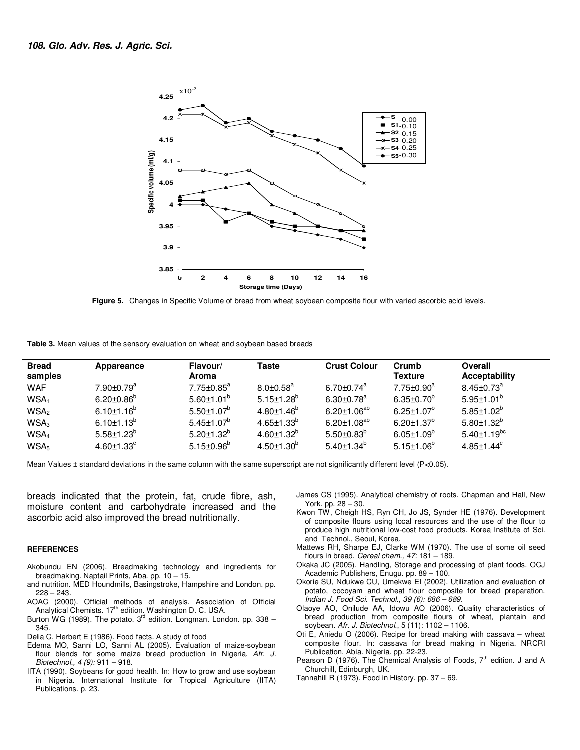x10^-2

4.25
4.2
4.15
4.1
4.05
4
3.95
3.9
3.85

Specific volume (ml/g)

0 2 4 6 8 10 12 14 16

Storage time (Days)

S -0.00
S1 -0.10
S2 -0.15
S3 -0.20
S4 -0.25
S5 -0.30

**Figure 5.** Changes in Specific Volume of bread from wheat soybean composite flour with varied ascorbic acid levels.

**Table 3.** Mean values of the sensory evaluation on wheat and soybean based breads

| Bread samples | Appareance | Flavour/ Aroma | Taste | Crust Colour | Crumb Texture | Overall Acceptability |
|---|---|---|---|---|---|---|
| WAF | 7.90±0.79[a] | 7.75±0.85[a] | 8.0±0.58[a] | 6.70±0.74[a] | 7.75±0.90[a] | 8.45±0.73[a] |
| $WSA_1$ | 6.20±0.86[b] | 5.60±1.01[b] | 5.15±1.28[b] | 6.30±0.78[a] | 6.35±0.70[b] | 5.95±1.01[b] |
| $WSA_2$ | 6.10±1.16[b] | 5.50±1.07[b] | 4.80±1.46[b] | 6.20±1.06[ab] | 6.25±1.07[b] | 5.85±1.02[b] |
| $WSA_3$ | 6.10±1.13[b] | 5.45±1.07[b] | 4.65±1.33[b] | 6.20±1.08[ab] | 6.20±1.37[b] | 5.80±1.32[b] |
| $WSA_4$ | 5.58±1.23[b] | 5.20±1.32[b] | 4.60±1.32[b] | 5.50±0.83[b] | 6.05±1.09[b] | 5.40±1.19[bc] |
| $WSA_5$ | 4.60±1.33[c] | 5.15±0.96[b] | 4.50±1.30[b] | 5.40±1.34[b] | 5.15±1.06[b] | 4.85±1.44[c] |

Mean Values ± standard deviations in the same column with the same superscript are not significantly different level (P<0.05).

breads indicated that the protein, fat, crude fibre, ash, moisture content and carbohydrate increased and the ascorbic acid also improved the bread nutritionally.

### REFERENCES

Akobundu EN (2006). Breadmaking technology and ingredients for breadmaking. Naptail Prints, Aba. pp. 10 – 15.

and nutrition. MED Houndmills, Basingstroke, Hampshire and London. pp. 228 – 243.

AOAC (2000). Official methods of analysis. Association of Official Analytical Chemists. 17th edition. Washington D. C. USA.

Burton WG (1989). The potato. 3rd edition. Longman. London. pp. 338 – 345.

Delia C, Herbert E (1986). Food facts. A study of food

Edema MO, Sanni LO, Sanni AL (2005). Evaluation of maize-soybean flour blends for some maize bread production in Nigeria. *Afr. J. Biotechnol., 4 (9):* 911 – 918.

IITA (1990). Soybeans for good health. In: How to grow and use soybean in Nigeria. International Institute for Tropical Agriculture (IITA) Publications. p. 23.

James CS (1995). Analytical chemistry of roots. Chapman and Hall, New York. pp. 28 – 30.

Kwon TW, Cheigh HS, Ryn CH, Jo JS, Synder HE (1976). Development of composite flours using local resources and the use of the flour to produce high nutritional low-cost food products. Korea Institute of Sci. and Technol., Seoul, Korea.

Mattews RH, Sharpe EJ, Clarke WM (1970). The use of some oil seed flours in bread. *Cereal chem., 47:* 181 – 189.

Okaka JC (2005). Handling, Storage and processing of plant foods. OCJ Academic Publishers, Enugu. pp. 89 – 100.

Okorie SU, Ndukwe CU, Umekwe EI (2002). Utilization and evaluation of potato, cocoyam and wheat flour composite for bread preparation. *Indian J. Food Sci. Technol., 39 (6): 686 – 689.*

Olaoye AO, Onilude AA, Idowu AO (2006). Quality characteristics of bread production from composite flours of wheat, plantain and soybean. *Afr. J. Biotechnol.*, 5 (11): 1102 – 1106.

Oti E, Aniedu O (2006). Recipe for bread making with cassava – wheat composite flour. In: cassava for bread making in Nigeria. NRCRI Publication. Abia. Nigeria. pp. 22-23.

Pearson D (1976). The Chemical Analysis of Foods, 7th edition. J and A Churchill, Edinburgh, UK.

Tannahill R (1973). Food in History. pp. 37 – 69.